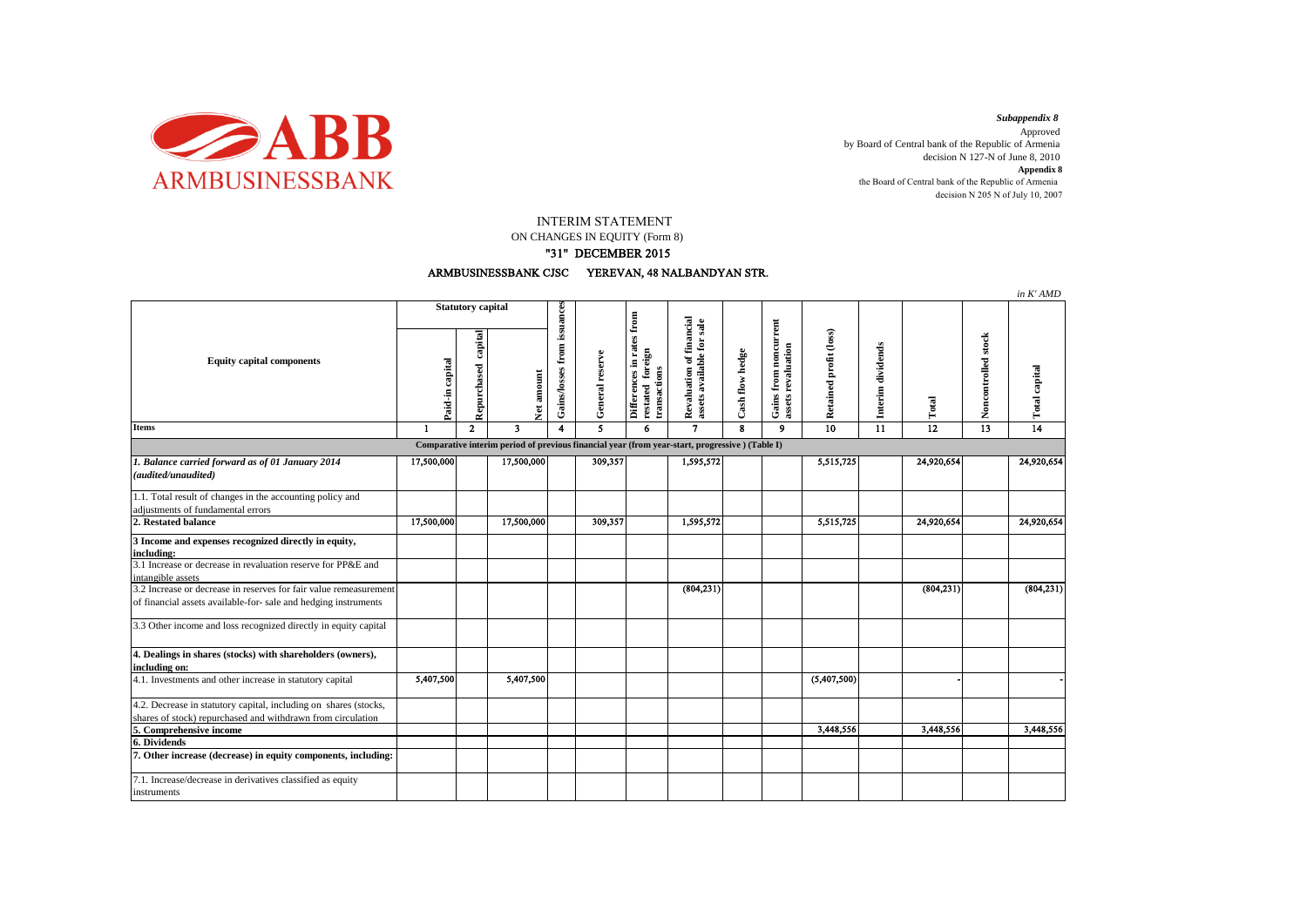ARMBUSINESSBANK

*Subappendix 8*
Approved
by Board of Central bank of the Republic of Armenia
decision N 127-N of June 8, 2010
**Appendix 8**
the Board of Central bank of the Republic of Armenia
decision N 205 N of July 10, 2007

# INTERIM STATEMENT
## ON CHANGES IN EQUITY (Form 8)
## "31" DECEMBER 2015
## ARMBUSINESSBANK CJSC YEREVAN, 48 NALBANDYAN STR.

*in K' AMD*

| Equity capital components | Statutory capital | | | Gains/losses from issuances | General reserve | Differences in rates from restated foreign transactions | Revaluation of financial assets available for sale | Cash flow hedge | Gains from noncurrent assets revaluation | Retained profit (loss) | Interim dividends | Total | Noncontrolled stock | Total capital |
|---|---|---|---|---|---|---|---|---|---|---|---|---|---|---|
| | Paid-in capital | Repurchased capital | Net amount | | | | | | | | | | | |
| **Items** | 1 | 2 | 3 | 4 | 5 | 6 | 7 | 8 | 9 | 10 | 11 | 12 | 13 | 14 |
| **Comparative interim period of previous financial year (from year-start, progressive ) (Table I)** | | | | | | | | | | | | | | |
| ***1. Balance carried forward as of 01 January 2014 (audited/unaudited)*** | 17,500,000 | | 17,500,000 | | 309,357 | | 1,595,572 | | | 5,515,725 | | 24,920,654 | | 24,920,654 |
| 1.1. Total result of changes in the accounting policy and adjustments of fundamental errors | | | | | | | | | | | | | | |
| **2. Restated balance** | 17,500,000 | | 17,500,000 | | 309,357 | | 1,595,572 | | | 5,515,725 | | 24,920,654 | | 24,920,654 |
| **3 Income and expenses recognized directly in equity, including:** | | | | | | | | | | | | | | |
| 3.1 Increase or decrease in revaluation reserve for PP&E and intangible assets | | | | | | | | | | | | | | |
| 3.2 Increase or decrease in reserves for fair value remeasurement of financial assets available-for- sale and hedging instruments | | | | | | | (804,231) | | | | | (804,231) | | (804,231) |
| 3.3 Other income and loss recognized directly in equity capital | | | | | | | | | | | | | | |
| **4. Dealings in shares (stocks) with shareholders (owners), including on:** | | | | | | | | | | | | | | |
| 4.1. Investments and other increase in statutory capital | 5,407,500 | | 5,407,500 | | | | | | | (5,407,500) | | - | | - |
| 4.2. Decrease in statutory capital, including on shares (stocks, shares of stock) repurchased and withdrawn from circulation | | | | | | | | | | | | | | |
| **5. Comprehensive income** | | | | | | | | | | 3,448,556 | | 3,448,556 | | 3,448,556 |
| **6. Dividends** | | | | | | | | | | | | | | |
| **7. Other increase (decrease) in equity components, including:** | | | | | | | | | | | | | | |
| 7.1. Increase/decrease in derivatives classified as equity instruments | | | | | | | | | | | | | | |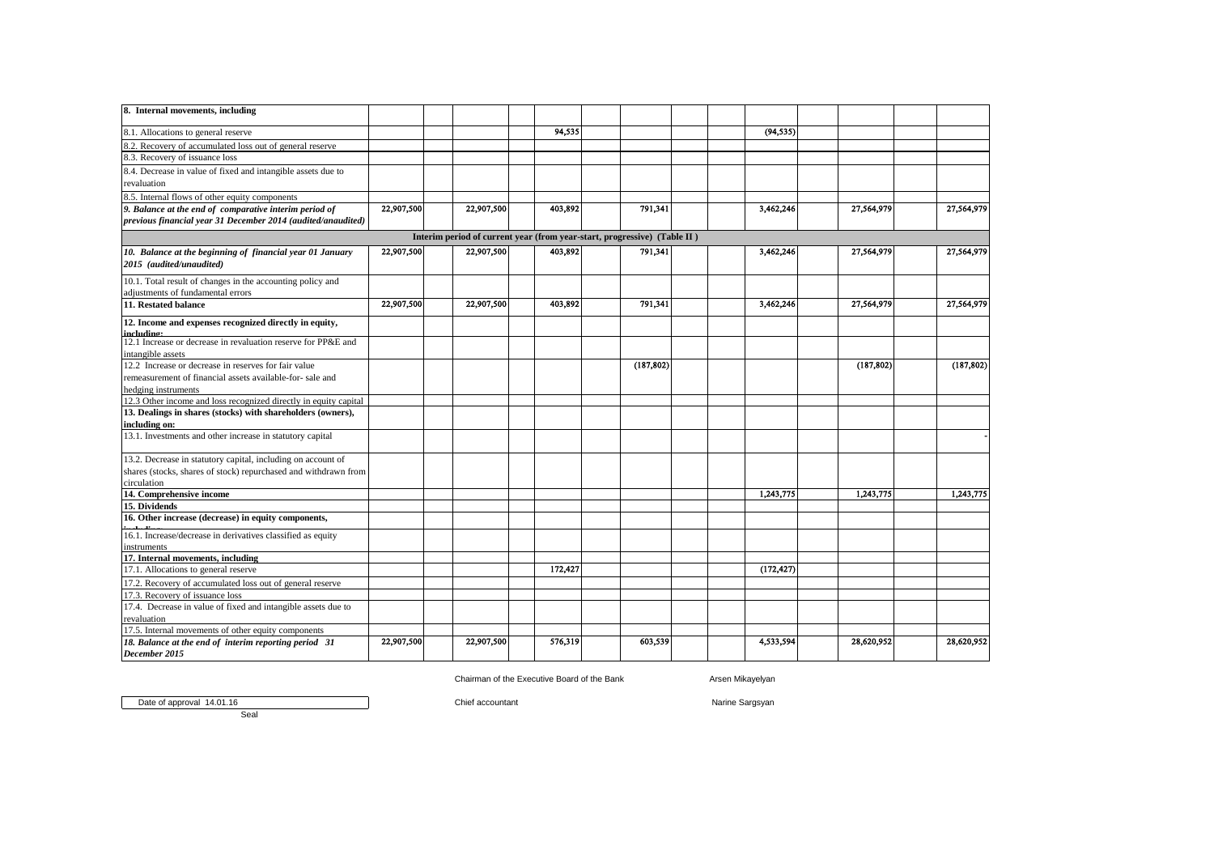| | | | | | | | | | | | | | | |
|---|---|---|---|---|---|---|---|---|---|---|---|---|---|---|
| **8. Internal movements, including** | | | | | | | | | | | | | | |
| 8.1. Allocations to general reserve | | | | | 94,535 | | | | | (94,535) | | | | |
| 8.2. Recovery of accumulated loss out of general reserve | | | | | | | | | | | | | | |
| 8.3. Recovery of issuance loss | | | | | | | | | | | | | | |
| 8.4. Decrease in value of fixed and intangible assets due to revaluation | | | | | | | | | | | | | | |
| 8.5. Internal flows of other equity components | | | | | | | | | | | | | | |
| ***9. Balance at the end of comparative interim period of previous financial year 31 December 2014 (audited/anaudited)*** | 22,907,500 | | 22,907,500 | | 403,892 | | 791,341 | | | 3,462,246 | | 27,564,979 | | 27,564,979 |
| **Interim period of current year (from year-start, progressive) (Table II )** | | | | | | | | | | | | | | |
| ***10. Balance at the beginning of financial year 01 January 2015 (audited/unaudited)*** | 22,907,500 | | 22,907,500 | | 403,892 | | 791,341 | | | 3,462,246 | | 27,564,979 | | 27,564,979 |
| 10.1. Total result of changes in the accounting policy and adjustments of fundamental errors | | | | | | | | | | | | | | |
| **11. Restated balance** | 22,907,500 | | 22,907,500 | | 403,892 | | 791,341 | | | 3,462,246 | | 27,564,979 | | 27,564,979 |
| **12. Income and expenses recognized directly in equity, including:** | | | | | | | | | | | | | | |
| 12.1 Increase or decrease in revaluation reserve for PP&E and intangible assets | | | | | | | | | | | | | | |
| 12.2 Increase or decrease in reserves for fair value remeasurement of financial assets available-for- sale and hedging instruments | | | | | | | (187,802) | | | | | (187,802) | | (187,802) |
| 12.3 Other income and loss recognized directly in equity capital | | | | | | | | | | | | | | |
| **13. Dealings in shares (stocks) with shareholders (owners), including on:** | | | | | | | | | | | | | | |
| 13.1. Investments and other increase in statutory capital | | | | | | | | | | | | | | - |
| 13.2. Decrease in statutory capital, including on account of shares (stocks, shares of stock) repurchased and withdrawn from circulation | | | | | | | | | | | | | | |
| **14. Comprehensive income** | | | | | | | | | | 1,243,775 | | 1,243,775 | | 1,243,775 |
| **15. Dividends** | | | | | | | | | | | | | | |
| **16. Other increase (decrease) in equity components, including** | | | | | | | | | | | | | | |
| 16.1. Increase/decrease in derivatives classified as equity instruments | | | | | | | | | | | | | | |
| **17. Internal movements, including** | | | | | | | | | | | | | | |
| 17.1. Allocations to general reserve | | | | | 172,427 | | | | | (172,427) | | | | |
| 17.2. Recovery of accumulated loss out of general reserve | | | | | | | | | | | | | | |
| 17.3. Recovery of issuance loss | | | | | | | | | | | | | | |
| 17.4. Decrease in value of fixed and intangible assets due to revaluation | | | | | | | | | | | | | | |
| 17.5. Internal movements of other equity components | | | | | | | | | | | | | | |
| ***18. Balance at the end of interim reporting period 31 December 2015*** | 22,907,500 | | 22,907,500 | | 576,319 | | 603,539 | | | 4,533,594 | | 28,620,952 | | 28,620,952 |

Chairman of the Executive Board of the Bank — Arsen Mikayelyan

Date of approval 14.01.16

Chief accountant — Narine Sargsyan

Seal